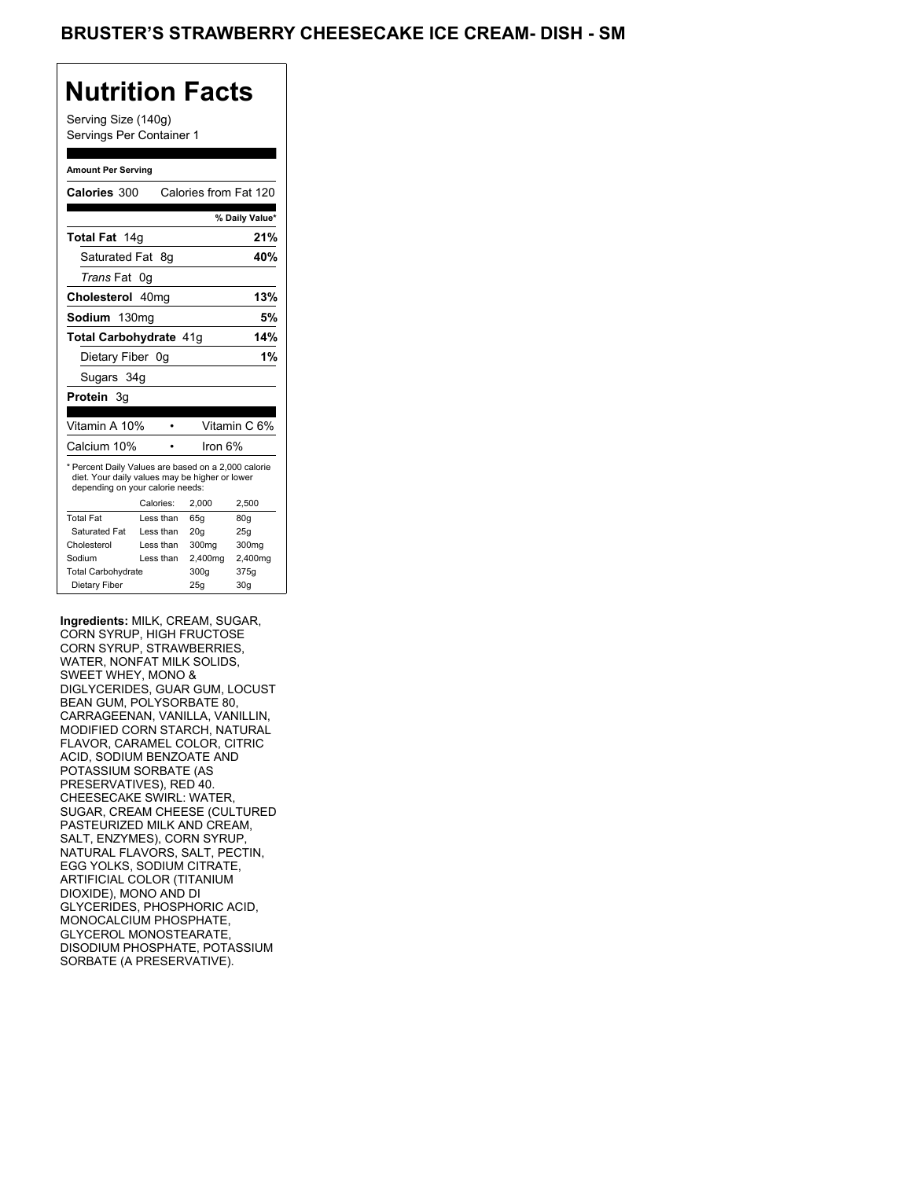# BRUSTER'S STRAWBERRY CHEESECAKE ICE CREAM- DISH - SM

## Nutrition Facts

Serving Size (140g)
Servings Per Container 1

**Amount Per Serving**

| | |
|---|---|
| **Calories** 300 | Calories from Fat 120 |
| | **% Daily Value*** |
| **Total Fat** 14g | **21%** |
| Saturated Fat 8g | **40%** |
| *Trans* Fat 0g | |
| **Cholesterol** 40mg | **13%** |
| **Sodium** 130mg | **5%** |
| **Total Carbohydrate** 41g | **14%** |
| Dietary Fiber 0g | **1%** |
| Sugars 34g | |
| **Protein** 3g | |

| | |
|---|---|
| Vitamin A 10% • | Vitamin C 6% |
| Calcium 10% • | Iron 6% |

* Percent Daily Values are based on a 2,000 calorie diet. Your daily values may be higher or lower depending on your calorie needs:

| | Calories: | 2,000 | 2,500 |
|---|---|---|---|
| Total Fat | Less than | 65g | 80g |
| Saturated Fat | Less than | 20g | 25g |
| Cholesterol | Less than | 300mg | 300mg |
| Sodium | Less than | 2,400mg | 2,400mg |
| Total Carbohydrate | | 300g | 375g |
| Dietary Fiber | | 25g | 30g |

**Ingredients:** MILK, CREAM, SUGAR, CORN SYRUP, HIGH FRUCTOSE CORN SYRUP, STRAWBERRIES, WATER, NONFAT MILK SOLIDS, SWEET WHEY, MONO & DIGLYCERIDES, GUAR GUM, LOCUST BEAN GUM, POLYSORBATE 80, CARRAGEENAN, VANILLA, VANILLIN, MODIFIED CORN STARCH, NATURAL FLAVOR, CARAMEL COLOR, CITRIC ACID, SODIUM BENZOATE AND POTASSIUM SORBATE (AS PRESERVATIVES), RED 40. CHEESECAKE SWIRL: WATER, SUGAR, CREAM CHEESE (CULTURED PASTEURIZED MILK AND CREAM, SALT, ENZYMES), CORN SYRUP, NATURAL FLAVORS, SALT, PECTIN, EGG YOLKS, SODIUM CITRATE, ARTIFICIAL COLOR (TITANIUM DIOXIDE), MONO AND DI GLYCERIDES, PHOSPHORIC ACID, MONOCALCIUM PHOSPHATE, GLYCEROL MONOSTEARATE, DISODIUM PHOSPHATE, POTASSIUM SORBATE (A PRESERVATIVE).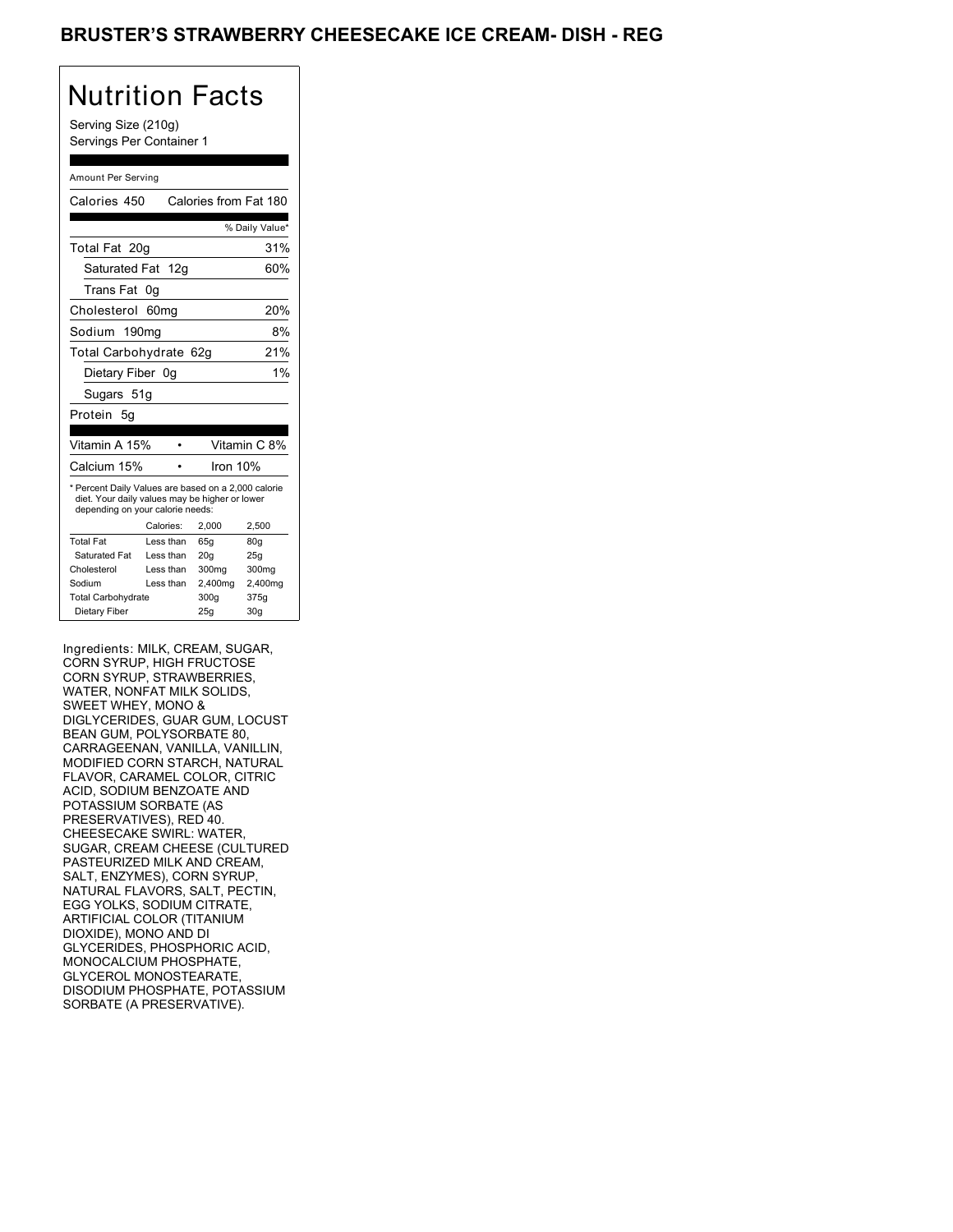# BRUSTER'S STRAWBERRY CHEESECAKE ICE CREAM- DISH - REG

## Nutrition Facts

Serving Size (210g)
Servings Per Container 1

Amount Per Serving

| | |
|---|---|
| Calories 450 | Calories from Fat 180 |
| | % Daily Value* |
| Total Fat 20g | 31% |
| Saturated Fat 12g | 60% |
| Trans Fat 0g | |
| Cholesterol 60mg | 20% |
| Sodium 190mg | 8% |
| Total Carbohydrate 62g | 21% |
| Dietary Fiber 0g | 1% |
| Sugars 51g | |
| Protein 5g | |

| | |
|---|---|
| Vitamin A 15% | Vitamin C 8% |
| Calcium 15% | Iron 10% |

* Percent Daily Values are based on a 2,000 calorie diet. Your daily values may be higher or lower depending on your calorie needs:

| | Calories: | 2,000 | 2,500 |
|---|---|---|---|
| Total Fat | Less than | 65g | 80g |
| Saturated Fat | Less than | 20g | 25g |
| Cholesterol | Less than | 300mg | 300mg |
| Sodium | Less than | 2,400mg | 2,400mg |
| Total Carbohydrate | | 300g | 375g |
| Dietary Fiber | | 25g | 30g |

Ingredients: MILK, CREAM, SUGAR, CORN SYRUP, HIGH FRUCTOSE CORN SYRUP, STRAWBERRIES, WATER, NONFAT MILK SOLIDS, SWEET WHEY, MONO & DIGLYCERIDES, GUAR GUM, LOCUST BEAN GUM, POLYSORBATE 80, CARRAGEENAN, VANILLA, VANILLIN, MODIFIED CORN STARCH, NATURAL FLAVOR, CARAMEL COLOR, CITRIC ACID, SODIUM BENZOATE AND POTASSIUM SORBATE (AS PRESERVATIVES), RED 40. CHEESECAKE SWIRL: WATER, SUGAR, CREAM CHEESE (CULTURED PASTEURIZED MILK AND CREAM, SALT, ENZYMES), CORN SYRUP, NATURAL FLAVORS, SALT, PECTIN, EGG YOLKS, SODIUM CITRATE, ARTIFICIAL COLOR (TITANIUM DIOXIDE), MONO AND DI GLYCERIDES, PHOSPHORIC ACID, MONOCALCIUM PHOSPHATE, GLYCEROL MONOSTEARATE, DISODIUM PHOSPHATE, POTASSIUM SORBATE (A PRESERVATIVE).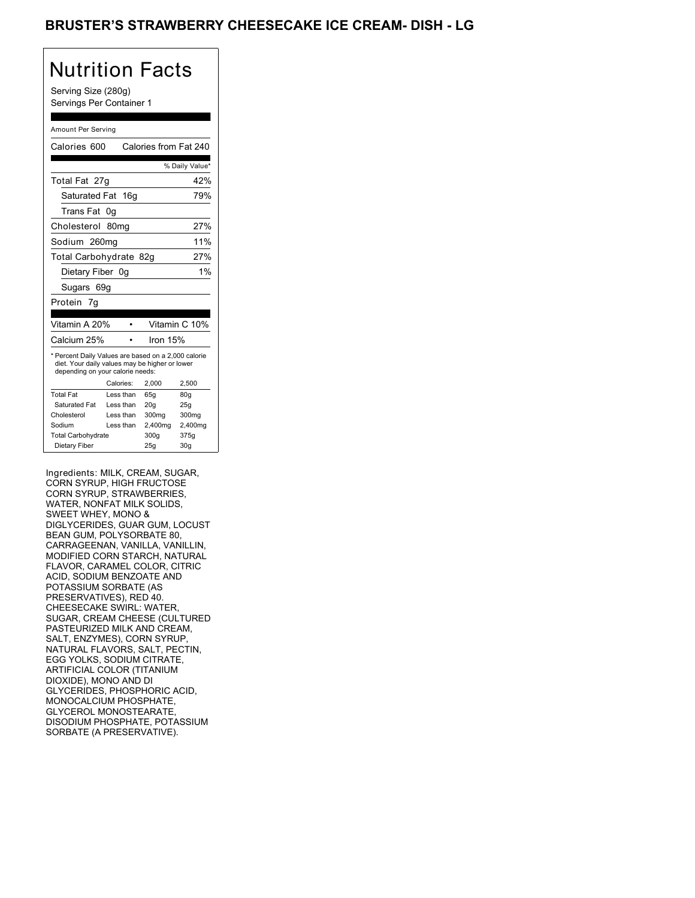# BRUSTER'S STRAWBERRY CHEESECAKE ICE CREAM- DISH - LG

## Nutrition Facts

Serving Size (280g)
Servings Per Container 1

Amount Per Serving

| | |
|---|---|
| Calories 600 | Calories from Fat 240 |
| | % Daily Value* |
| Total Fat 27g | 42% |
| Saturated Fat 16g | 79% |
| Trans Fat 0g | |
| Cholesterol 80mg | 27% |
| Sodium 260mg | 11% |
| Total Carbohydrate 82g | 27% |
| Dietary Fiber 0g | 1% |
| Sugars 69g | |
| Protein 7g | |

| | |
|---|---|
| Vitamin A 20% | Vitamin C 10% |
| Calcium 25% | Iron 15% |

* Percent Daily Values are based on a 2,000 calorie diet. Your daily values may be higher or lower depending on your calorie needs:

| | Calories: | 2,000 | 2,500 |
|---|---|---|---|
| Total Fat | Less than | 65g | 80g |
| Saturated Fat | Less than | 20g | 25g |
| Cholesterol | Less than | 300mg | 300mg |
| Sodium | Less than | 2,400mg | 2,400mg |
| Total Carbohydrate | | 300g | 375g |
| Dietary Fiber | | 25g | 30g |

Ingredients: MILK, CREAM, SUGAR, CORN SYRUP, HIGH FRUCTOSE CORN SYRUP, STRAWBERRIES, WATER, NONFAT MILK SOLIDS, SWEET WHEY, MONO & DIGLYCERIDES, GUAR GUM, LOCUST BEAN GUM, POLYSORBATE 80, CARRAGEENAN, VANILLA, VANILLIN, MODIFIED CORN STARCH, NATURAL FLAVOR, CARAMEL COLOR, CITRIC ACID, SODIUM BENZOATE AND POTASSIUM SORBATE (AS PRESERVATIVES), RED 40. CHEESECAKE SWIRL: WATER, SUGAR, CREAM CHEESE (CULTURED PASTEURIZED MILK AND CREAM, SALT, ENZYMES), CORN SYRUP, NATURAL FLAVORS, SALT, PECTIN, EGG YOLKS, SODIUM CITRATE, ARTIFICIAL COLOR (TITANIUM DIOXIDE), MONO AND DI GLYCERIDES, PHOSPHORIC ACID, MONOCALCIUM PHOSPHATE, GLYCEROL MONOSTEARATE, DISODIUM PHOSPHATE, POTASSIUM SORBATE (A PRESERVATIVE).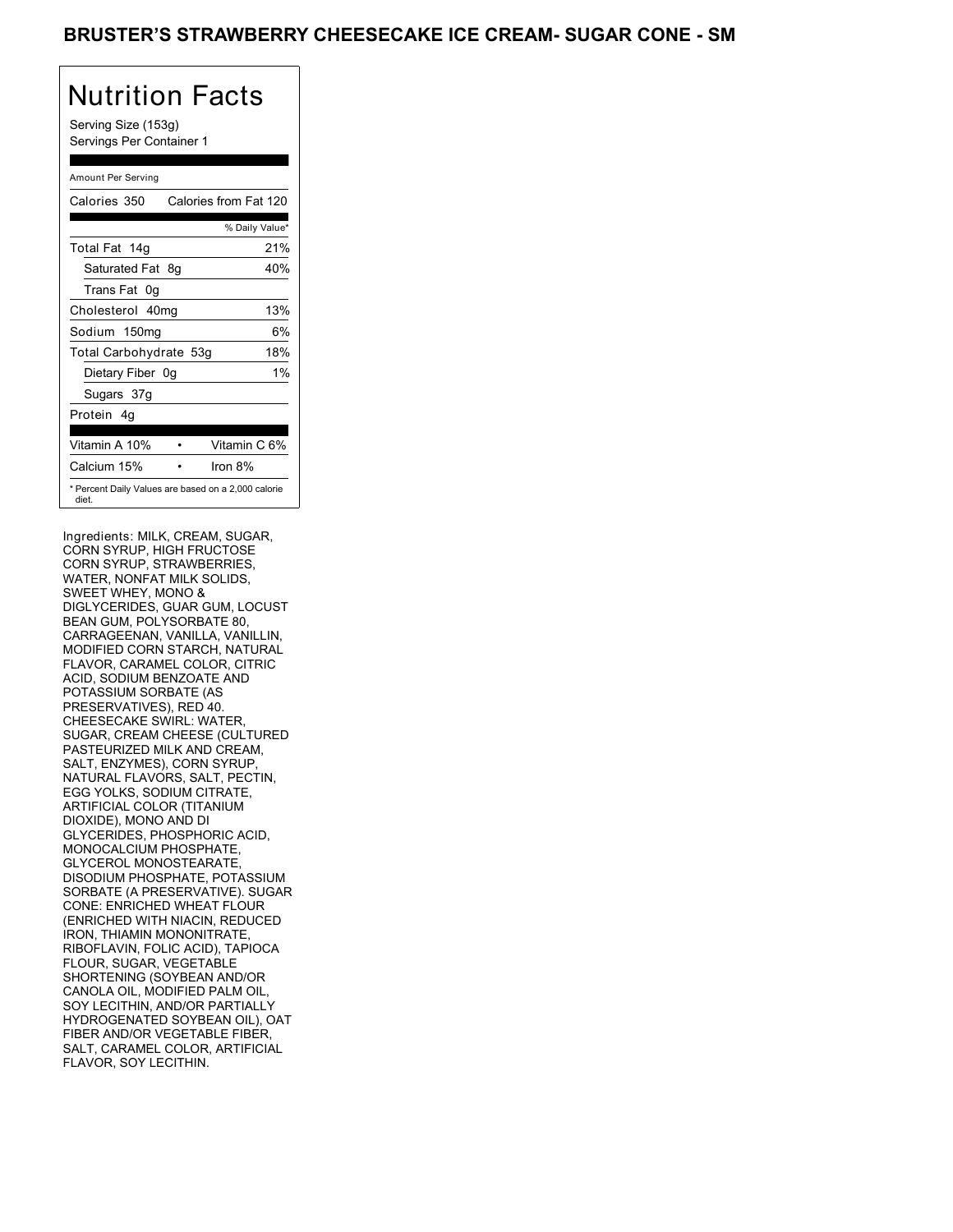# BRUSTER'S STRAWBERRY CHEESECAKE ICE CREAM- SUGAR CONE - SM

## Nutrition Facts

Serving Size (153g)
Servings Per Container 1

Amount Per Serving

| | |
|---|---|
| Calories 350 | Calories from Fat 120 |
| | % Daily Value* |
| Total Fat 14g | 21% |
| Saturated Fat 8g | 40% |
| Trans Fat 0g | |
| Cholesterol 40mg | 13% |
| Sodium 150mg | 6% |
| Total Carbohydrate 53g | 18% |
| Dietary Fiber 0g | 1% |
| Sugars 37g | |
| Protein 4g | |
| Vitamin A 10% • | Vitamin C 6% |
| Calcium 15% • | Iron 8% |

\* Percent Daily Values are based on a 2,000 calorie diet.

Ingredients: MILK, CREAM, SUGAR, CORN SYRUP, HIGH FRUCTOSE CORN SYRUP, STRAWBERRIES, WATER, NONFAT MILK SOLIDS, SWEET WHEY, MONO & DIGLYCERIDES, GUAR GUM, LOCUST BEAN GUM, POLYSORBATE 80, CARRAGEENAN, VANILLA, VANILLIN, MODIFIED CORN STARCH, NATURAL FLAVOR, CARAMEL COLOR, CITRIC ACID, SODIUM BENZOATE AND POTASSIUM SORBATE (AS PRESERVATIVES), RED 40. CHEESECAKE SWIRL: WATER, SUGAR, CREAM CHEESE (CULTURED PASTEURIZED MILK AND CREAM, SALT, ENZYMES), CORN SYRUP, NATURAL FLAVORS, SALT, PECTIN, EGG YOLKS, SODIUM CITRATE, ARTIFICIAL COLOR (TITANIUM DIOXIDE), MONO AND DI GLYCERIDES, PHOSPHORIC ACID, MONOCALCIUM PHOSPHATE, GLYCEROL MONOSTEARATE, DISODIUM PHOSPHATE, POTASSIUM SORBATE (A PRESERVATIVE). SUGAR CONE: ENRICHED WHEAT FLOUR (ENRICHED WITH NIACIN, REDUCED IRON, THIAMIN MONONITRATE, RIBOFLAVIN, FOLIC ACID), TAPIOCA FLOUR, SUGAR, VEGETABLE SHORTENING (SOYBEAN AND/OR CANOLA OIL, MODIFIED PALM OIL, SOY LECITHIN, AND/OR PARTIALLY HYDROGENATED SOYBEAN OIL), OAT FIBER AND/OR VEGETABLE FIBER, SALT, CARAMEL COLOR, ARTIFICIAL FLAVOR, SOY LECITHIN.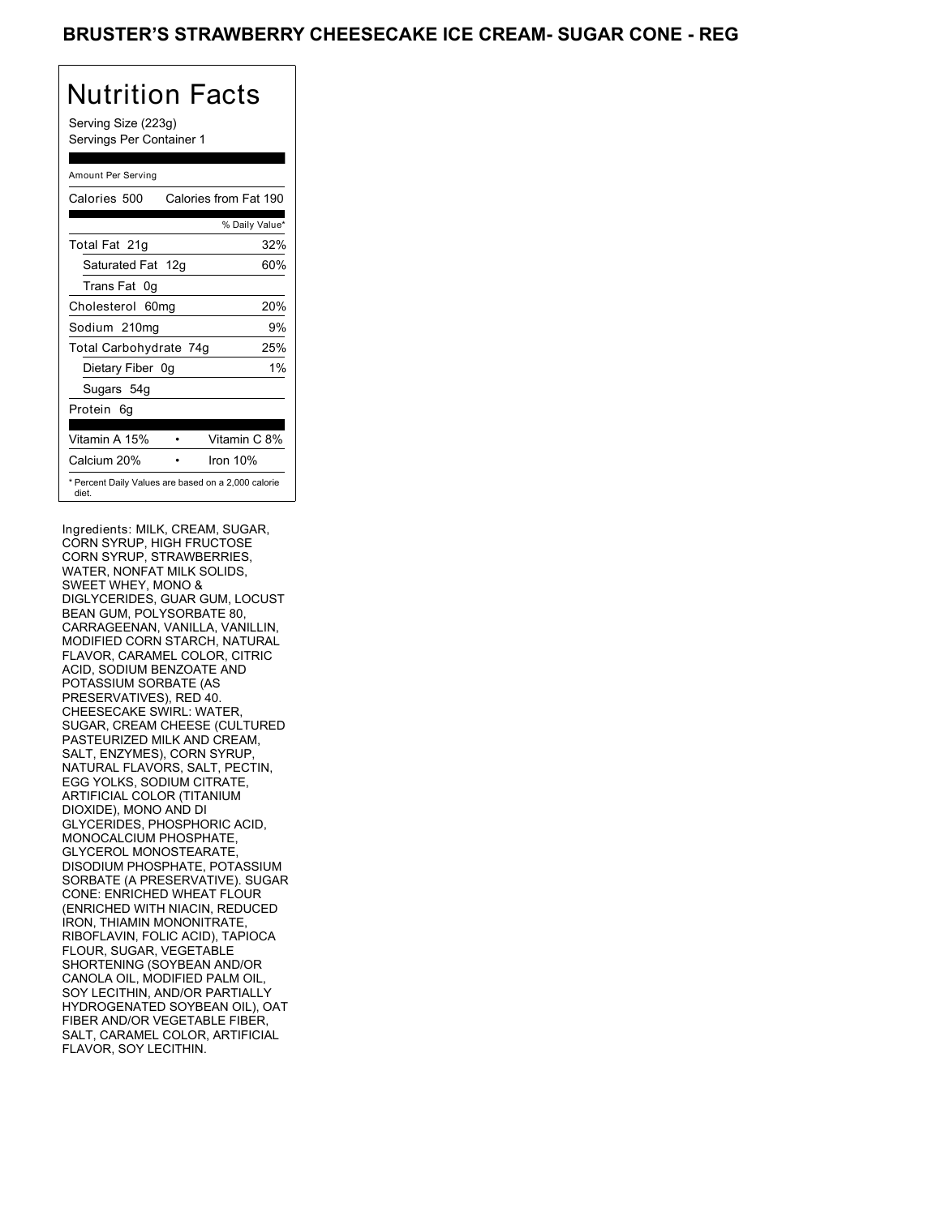# BRUSTER'S STRAWBERRY CHEESECAKE ICE CREAM- SUGAR CONE - REG

## Nutrition Facts

Serving Size (223g)
Servings Per Container 1

| Amount Per Serving | |
|---|---|
| Calories 500 | Calories from Fat 190 |
| | % Daily Value* |
| Total Fat 21g | 32% |
| Saturated Fat 12g | 60% |
| Trans Fat 0g | |
| Cholesterol 60mg | 20% |
| Sodium 210mg | 9% |
| Total Carbohydrate 74g | 25% |
| Dietary Fiber 0g | 1% |
| Sugars 54g | |
| Protein 6g | |
| Vitamin A 15% | Vitamin C 8% |
| Calcium 20% | Iron 10% |

* Percent Daily Values are based on a 2,000 calorie diet.

Ingredients: MILK, CREAM, SUGAR, CORN SYRUP, HIGH FRUCTOSE CORN SYRUP, STRAWBERRIES, WATER, NONFAT MILK SOLIDS, SWEET WHEY, MONO & DIGLYCERIDES, GUAR GUM, LOCUST BEAN GUM, POLYSORBATE 80, CARRAGEENAN, VANILLA, VANILLIN, MODIFIED CORN STARCH, NATURAL FLAVOR, CARAMEL COLOR, CITRIC ACID, SODIUM BENZOATE AND POTASSIUM SORBATE (AS PRESERVATIVES), RED 40. CHEESECAKE SWIRL: WATER, SUGAR, CREAM CHEESE (CULTURED PASTEURIZED MILK AND CREAM, SALT, ENZYMES), CORN SYRUP, NATURAL FLAVORS, SALT, PECTIN, EGG YOLKS, SODIUM CITRATE, ARTIFICIAL COLOR (TITANIUM DIOXIDE), MONO AND DI GLYCERIDES, PHOSPHORIC ACID, MONOCALCIUM PHOSPHATE, GLYCEROL MONOSTEARATE, DISODIUM PHOSPHATE, POTASSIUM SORBATE (A PRESERVATIVE). SUGAR CONE: ENRICHED WHEAT FLOUR (ENRICHED WITH NIACIN, REDUCED IRON, THIAMIN MONONITRATE, RIBOFLAVIN, FOLIC ACID), TAPIOCA FLOUR, SUGAR, VEGETABLE SHORTENING (SOYBEAN AND/OR CANOLA OIL, MODIFIED PALM OIL, SOY LECITHIN, AND/OR PARTIALLY HYDROGENATED SOYBEAN OIL), OAT FIBER AND/OR VEGETABLE FIBER, SALT, CARAMEL COLOR, ARTIFICIAL FLAVOR, SOY LECITHIN.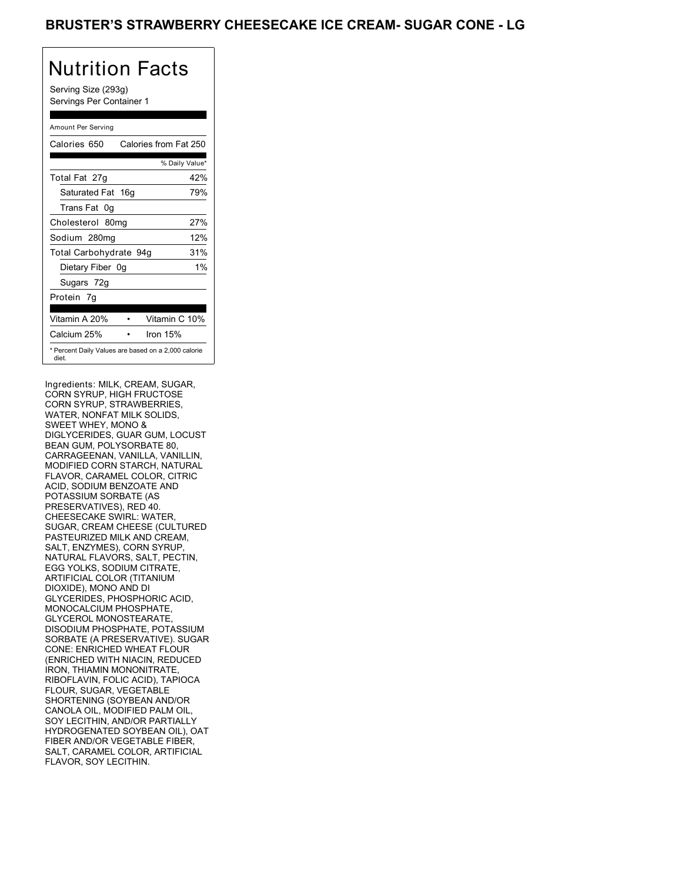# BRUSTER'S STRAWBERRY CHEESECAKE ICE CREAM- SUGAR CONE - LG

## Nutrition Facts

Serving Size (293g)
Servings Per Container 1

Amount Per Serving

| Calories 650 | Calories from Fat 250 |
|---|---|
| | % Daily Value* |
| Total Fat 27g | 42% |
| Saturated Fat 16g | 79% |
| Trans Fat 0g | |
| Cholesterol 80mg | 27% |
| Sodium 280mg | 12% |
| Total Carbohydrate 94g | 31% |
| Dietary Fiber 0g | 1% |
| Sugars 72g | |
| Protein 7g | |
| Vitamin A 20% | Vitamin C 10% |
| Calcium 25% | Iron 15% |

* Percent Daily Values are based on a 2,000 calorie diet.

Ingredients: MILK, CREAM, SUGAR, CORN SYRUP, HIGH FRUCTOSE CORN SYRUP, STRAWBERRIES, WATER, NONFAT MILK SOLIDS, SWEET WHEY, MONO & DIGLYCERIDES, GUAR GUM, LOCUST BEAN GUM, POLYSORBATE 80, CARRAGEENAN, VANILLA, VANILLIN, MODIFIED CORN STARCH, NATURAL FLAVOR, CARAMEL COLOR, CITRIC ACID, SODIUM BENZOATE AND POTASSIUM SORBATE (AS PRESERVATIVES), RED 40. CHEESECAKE SWIRL: WATER, SUGAR, CREAM CHEESE (CULTURED PASTEURIZED MILK AND CREAM, SALT, ENZYMES), CORN SYRUP, NATURAL FLAVORS, SALT, PECTIN, EGG YOLKS, SODIUM CITRATE, ARTIFICIAL COLOR (TITANIUM DIOXIDE), MONO AND DI GLYCERIDES, PHOSPHORIC ACID, MONOCALCIUM PHOSPHATE, GLYCEROL MONOSTEARATE, DISODIUM PHOSPHATE, POTASSIUM SORBATE (A PRESERVATIVE). SUGAR CONE: ENRICHED WHEAT FLOUR (ENRICHED WITH NIACIN, REDUCED IRON, THIAMIN MONONITRATE, RIBOFLAVIN, FOLIC ACID), TAPIOCA FLOUR, SUGAR, VEGETABLE SHORTENING (SOYBEAN AND/OR CANOLA OIL, MODIFIED PALM OIL, SOY LECITHIN, AND/OR PARTIALLY HYDROGENATED SOYBEAN OIL), OAT FIBER AND/OR VEGETABLE FIBER, SALT, CARAMEL COLOR, ARTIFICIAL FLAVOR, SOY LECITHIN.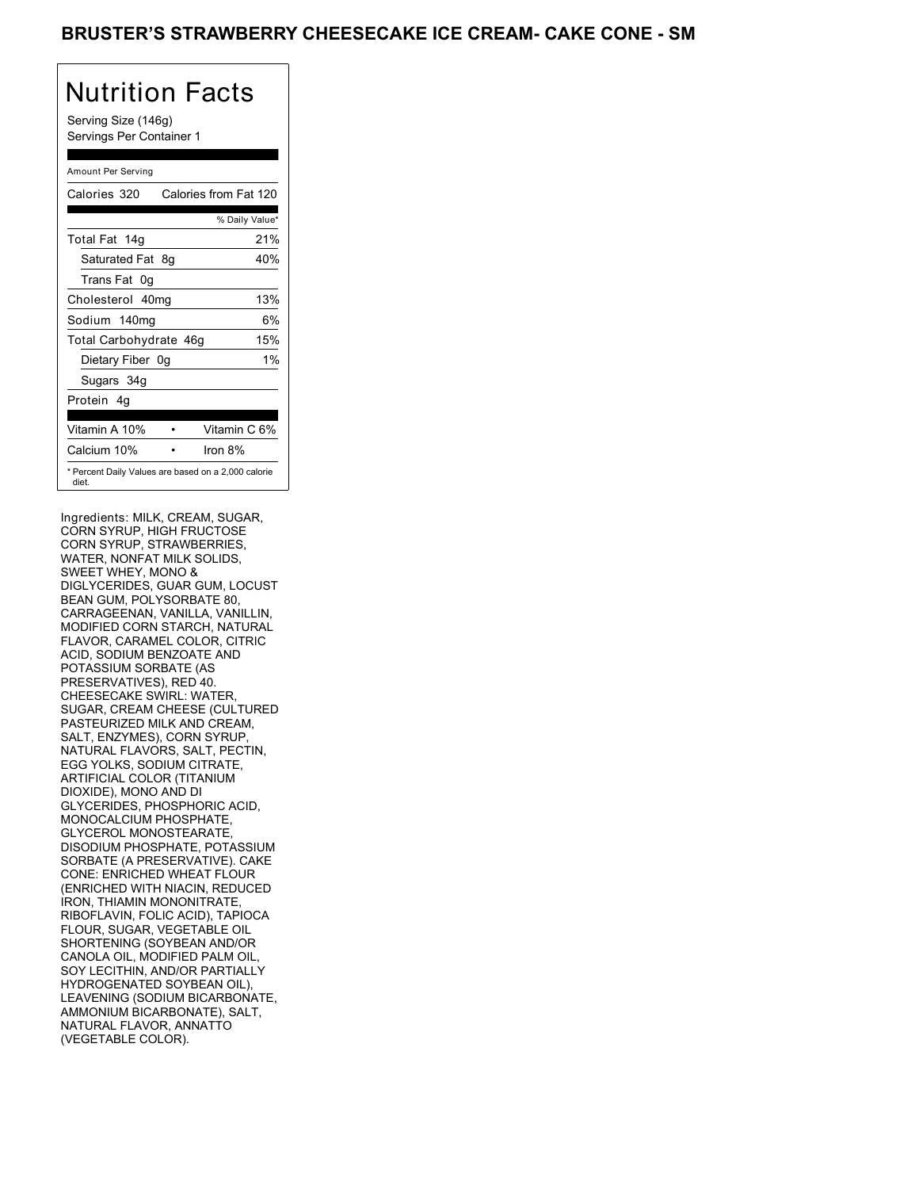# BRUSTER'S STRAWBERRY CHEESECAKE ICE CREAM- CAKE CONE - SM

## Nutrition Facts

Serving Size (146g)
Servings Per Container 1

| Amount Per Serving | |
|---|---|
| Calories 320 | Calories from Fat 120 |
| | % Daily Value* |
| Total Fat 14g | 21% |
| Saturated Fat 8g | 40% |
| Trans Fat 0g | |
| Cholesterol 40mg | 13% |
| Sodium 140mg | 6% |
| Total Carbohydrate 46g | 15% |
| Dietary Fiber 0g | 1% |
| Sugars 34g | |
| Protein 4g | |
| Vitamin A 10% | Vitamin C 6% |
| Calcium 10% | Iron 8% |

* Percent Daily Values are based on a 2,000 calorie diet.

Ingredients: MILK, CREAM, SUGAR, CORN SYRUP, HIGH FRUCTOSE CORN SYRUP, STRAWBERRIES, WATER, NONFAT MILK SOLIDS, SWEET WHEY, MONO & DIGLYCERIDES, GUAR GUM, LOCUST BEAN GUM, POLYSORBATE 80, CARRAGEENAN, VANILLA, VANILLIN, MODIFIED CORN STARCH, NATURAL FLAVOR, CARAMEL COLOR, CITRIC ACID, SODIUM BENZOATE AND POTASSIUM SORBATE (AS PRESERVATIVES), RED 40. CHEESECAKE SWIRL: WATER, SUGAR, CREAM CHEESE (CULTURED PASTEURIZED MILK AND CREAM, SALT, ENZYMES), CORN SYRUP, NATURAL FLAVORS, SALT, PECTIN, EGG YOLKS, SODIUM CITRATE, ARTIFICIAL COLOR (TITANIUM DIOXIDE), MONO AND DI GLYCERIDES, PHOSPHORIC ACID, MONOCALCIUM PHOSPHATE, GLYCEROL MONOSTEARATE, DISODIUM PHOSPHATE, POTASSIUM SORBATE (A PRESERVATIVE). CAKE CONE: ENRICHED WHEAT FLOUR (ENRICHED WITH NIACIN, REDUCED IRON, THIAMIN MONONITRATE, RIBOFLAVIN, FOLIC ACID), TAPIOCA FLOUR, SUGAR, VEGETABLE OIL SHORTENING (SOYBEAN AND/OR CANOLA OIL, MODIFIED PALM OIL, SOY LECITHIN, AND/OR PARTIALLY HYDROGENATED SOYBEAN OIL), LEAVENING (SODIUM BICARBONATE, AMMONIUM BICARBONATE), SALT, NATURAL FLAVOR, ANNATTO (VEGETABLE COLOR).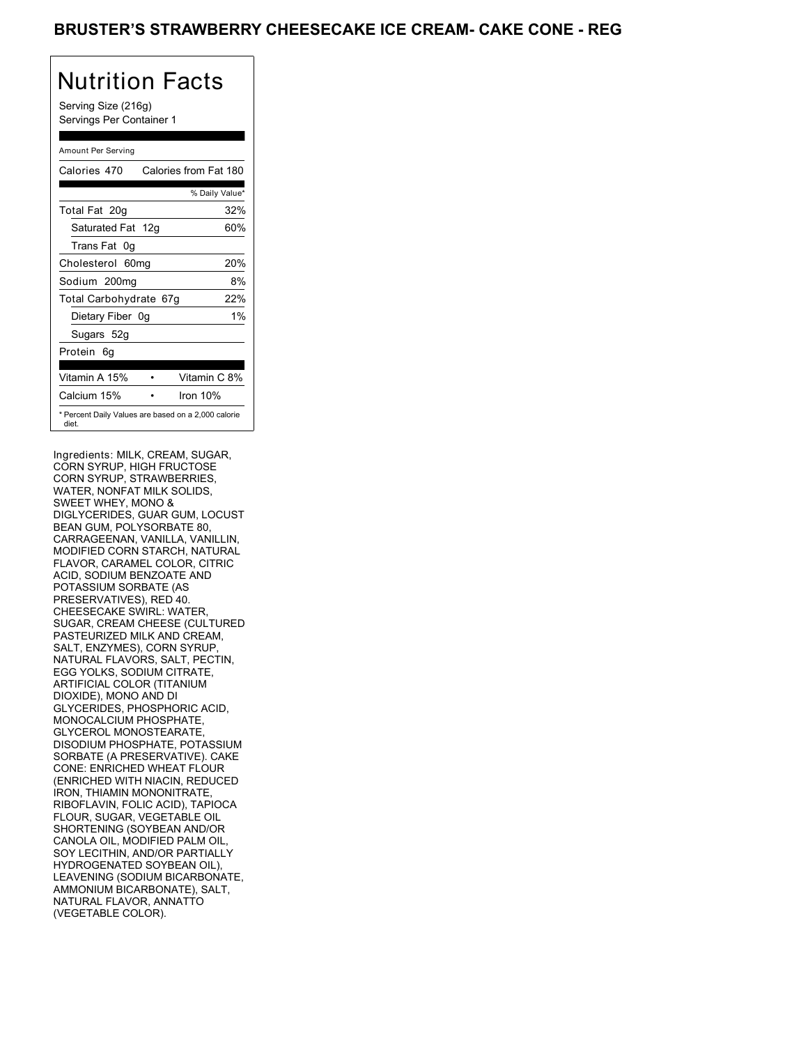# BRUSTER'S STRAWBERRY CHEESECAKE ICE CREAM- CAKE CONE - REG

## Nutrition Facts

Serving Size (216g)
Servings Per Container 1

Amount Per Serving

| Calories 470 | Calories from Fat 180 |
|---|---|
| | % Daily Value* |
| Total Fat 20g | 32% |
| Saturated Fat 12g | 60% |
| Trans Fat 0g | |
| Cholesterol 60mg | 20% |
| Sodium 200mg | 8% |
| Total Carbohydrate 67g | 22% |
| Dietary Fiber 0g | 1% |
| Sugars 52g | |
| Protein 6g | |

| Vitamin A 15% | • | Vitamin C 8% |
|---|---|---|
| Calcium 15% | • | Iron 10% |

* Percent Daily Values are based on a 2,000 calorie diet.

Ingredients: MILK, CREAM, SUGAR, CORN SYRUP, HIGH FRUCTOSE CORN SYRUP, STRAWBERRIES, WATER, NONFAT MILK SOLIDS, SWEET WHEY, MONO & DIGLYCERIDES, GUAR GUM, LOCUST BEAN GUM, POLYSORBATE 80, CARRAGEENAN, VANILLA, VANILLIN, MODIFIED CORN STARCH, NATURAL FLAVOR, CARAMEL COLOR, CITRIC ACID, SODIUM BENZOATE AND POTASSIUM SORBATE (AS PRESERVATIVES), RED 40. CHEESECAKE SWIRL: WATER, SUGAR, CREAM CHEESE (CULTURED PASTEURIZED MILK AND CREAM, SALT, ENZYMES), CORN SYRUP, NATURAL FLAVORS, SALT, PECTIN, EGG YOLKS, SODIUM CITRATE, ARTIFICIAL COLOR (TITANIUM DIOXIDE), MONO AND DI GLYCERIDES, PHOSPHORIC ACID, MONOCALCIUM PHOSPHATE, GLYCEROL MONOSTEARATE, DISODIUM PHOSPHATE, POTASSIUM SORBATE (A PRESERVATIVE). CAKE CONE: ENRICHED WHEAT FLOUR (ENRICHED WITH NIACIN, REDUCED IRON, THIAMIN MONONITRATE, RIBOFLAVIN, FOLIC ACID), TAPIOCA FLOUR, SUGAR, VEGETABLE OIL SHORTENING (SOYBEAN AND/OR CANOLA OIL, MODIFIED PALM OIL, SOY LECITHIN, AND/OR PARTIALLY HYDROGENATED SOYBEAN OIL), LEAVENING (SODIUM BICARBONATE, AMMONIUM BICARBONATE), SALT, NATURAL FLAVOR, ANNATTO (VEGETABLE COLOR).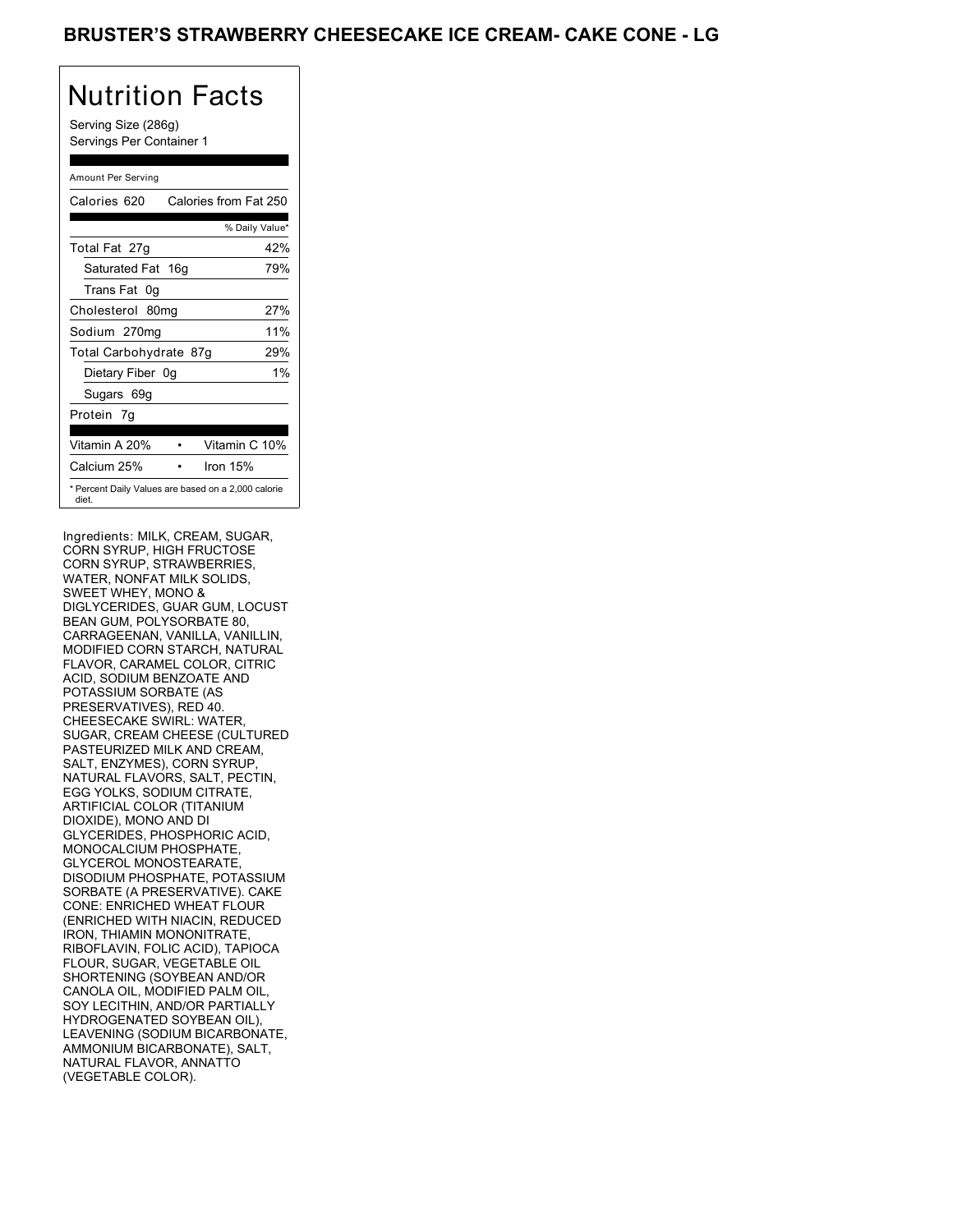# BRUSTER'S STRAWBERRY CHEESECAKE ICE CREAM- CAKE CONE - LG

## Nutrition Facts

Serving Size (286g)
Servings Per Container 1

| Amount Per Serving | |
|---|---|
| Calories 620 | Calories from Fat 250 |
| | % Daily Value* |
| Total Fat 27g | 42% |
| Saturated Fat 16g | 79% |
| Trans Fat 0g | |
| Cholesterol 80mg | 27% |
| Sodium 270mg | 11% |
| Total Carbohydrate 87g | 29% |
| Dietary Fiber 0g | 1% |
| Sugars 69g | |
| Protein 7g | |
| Vitamin A 20% | Vitamin C 10% |
| Calcium 25% | Iron 15% |

* Percent Daily Values are based on a 2,000 calorie diet.

Ingredients: MILK, CREAM, SUGAR, CORN SYRUP, HIGH FRUCTOSE CORN SYRUP, STRAWBERRIES, WATER, NONFAT MILK SOLIDS, SWEET WHEY, MONO & DIGLYCERIDES, GUAR GUM, LOCUST BEAN GUM, POLYSORBATE 80, CARRAGEENAN, VANILLA, VANILLIN, MODIFIED CORN STARCH, NATURAL FLAVOR, CARAMEL COLOR, CITRIC ACID, SODIUM BENZOATE AND POTASSIUM SORBATE (AS PRESERVATIVES), RED 40. CHEESECAKE SWIRL: WATER, SUGAR, CREAM CHEESE (CULTURED PASTEURIZED MILK AND CREAM, SALT, ENZYMES), CORN SYRUP, NATURAL FLAVORS, SALT, PECTIN, EGG YOLKS, SODIUM CITRATE, ARTIFICIAL COLOR (TITANIUM DIOXIDE), MONO AND DI GLYCERIDES, PHOSPHORIC ACID, MONOCALCIUM PHOSPHATE, GLYCEROL MONOSTEARATE, DISODIUM PHOSPHATE, POTASSIUM SORBATE (A PRESERVATIVE). CAKE CONE: ENRICHED WHEAT FLOUR (ENRICHED WITH NIACIN, REDUCED IRON, THIAMIN MONONITRATE, RIBOFLAVIN, FOLIC ACID), TAPIOCA FLOUR, SUGAR, VEGETABLE OIL SHORTENING (SOYBEAN AND/OR CANOLA OIL, MODIFIED PALM OIL, SOY LECITHIN, AND/OR PARTIALLY HYDROGENATED SOYBEAN OIL), LEAVENING (SODIUM BICARBONATE, AMMONIUM BICARBONATE), SALT, NATURAL FLAVOR, ANNATTO (VEGETABLE COLOR).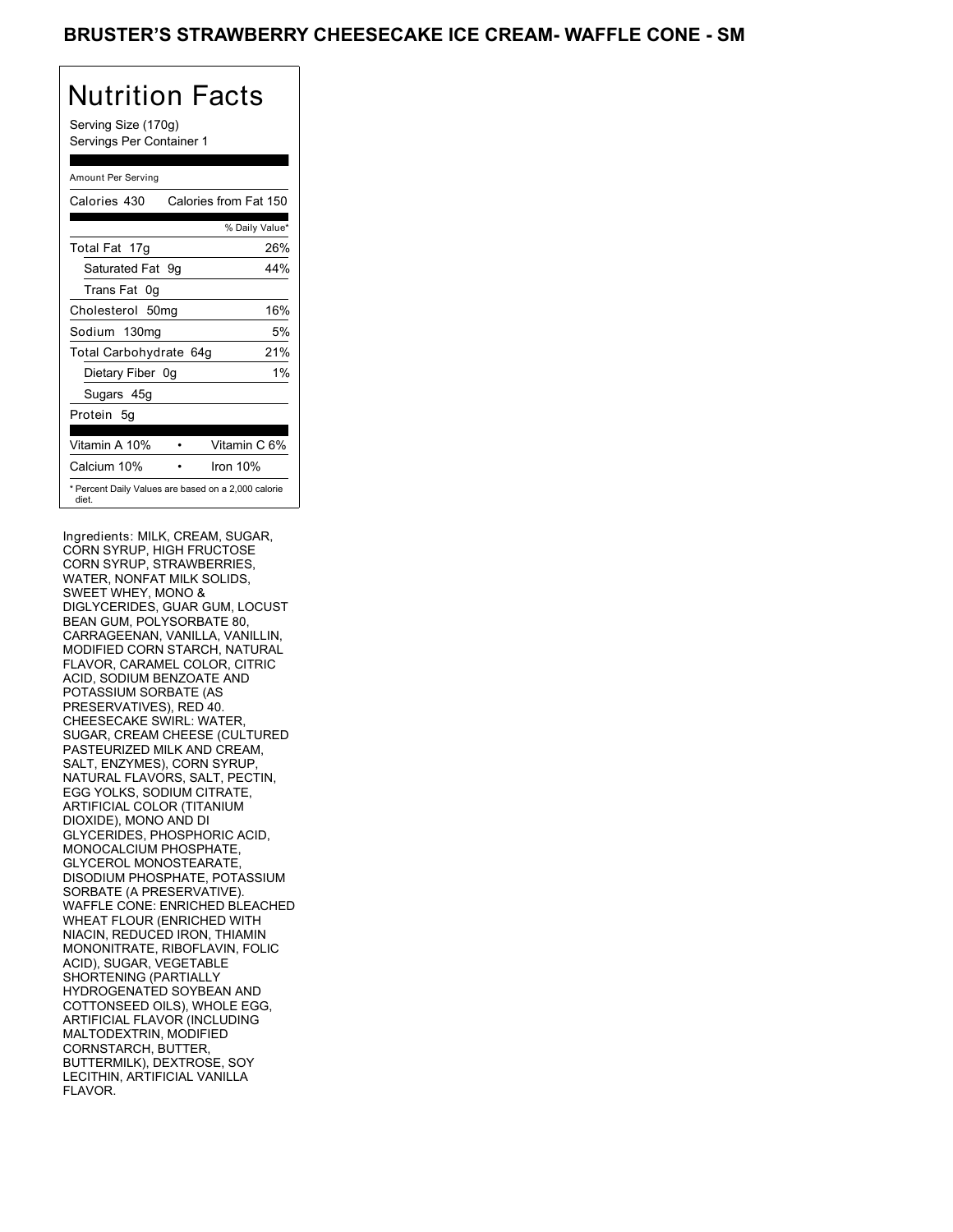# BRUSTER'S STRAWBERRY CHEESECAKE ICE CREAM- WAFFLE CONE - SM

## Nutrition Facts

Serving Size (170g)
Servings Per Container 1

Amount Per Serving

| Calories 430 | Calories from Fat 150 |
|---|---|
| | % Daily Value* |
| Total Fat 17g | 26% |
| Saturated Fat 9g | 44% |
| Trans Fat 0g | |
| Cholesterol 50mg | 16% |
| Sodium 130mg | 5% |
| Total Carbohydrate 64g | 21% |
| Dietary Fiber 0g | 1% |
| Sugars 45g | |
| Protein 5g | |

| Vitamin A 10% | • | Vitamin C 6% |
|---|---|---|
| Calcium 10% | • | Iron 10% |

* Percent Daily Values are based on a 2,000 calorie diet.

Ingredients: MILK, CREAM, SUGAR, CORN SYRUP, HIGH FRUCTOSE CORN SYRUP, STRAWBERRIES, WATER, NONFAT MILK SOLIDS, SWEET WHEY, MONO & DIGLYCERIDES, GUAR GUM, LOCUST BEAN GUM, POLYSORBATE 80, CARRAGEENAN, VANILLA, VANILLIN, MODIFIED CORN STARCH, NATURAL FLAVOR, CARAMEL COLOR, CITRIC ACID, SODIUM BENZOATE AND POTASSIUM SORBATE (AS PRESERVATIVES), RED 40. CHEESECAKE SWIRL: WATER, SUGAR, CREAM CHEESE (CULTURED PASTEURIZED MILK AND CREAM, SALT, ENZYMES), CORN SYRUP, NATURAL FLAVORS, SALT, PECTIN, EGG YOLKS, SODIUM CITRATE, ARTIFICIAL COLOR (TITANIUM DIOXIDE), MONO AND DI GLYCERIDES, PHOSPHORIC ACID, MONOCALCIUM PHOSPHATE, GLYCEROL MONOSTEARATE, DISODIUM PHOSPHATE, POTASSIUM SORBATE (A PRESERVATIVE). WAFFLE CONE: ENRICHED BLEACHED WHEAT FLOUR (ENRICHED WITH NIACIN, REDUCED IRON, THIAMIN MONONITRATE, RIBOFLAVIN, FOLIC ACID), SUGAR, VEGETABLE SHORTENING (PARTIALLY HYDROGENATED SOYBEAN AND COTTONSEED OILS), WHOLE EGG, ARTIFICIAL FLAVOR (INCLUDING MALTODEXTRIN, MODIFIED CORNSTARCH, BUTTER, BUTTERMILK), DEXTROSE, SOY LECITHIN, ARTIFICIAL VANILLA FLAVOR.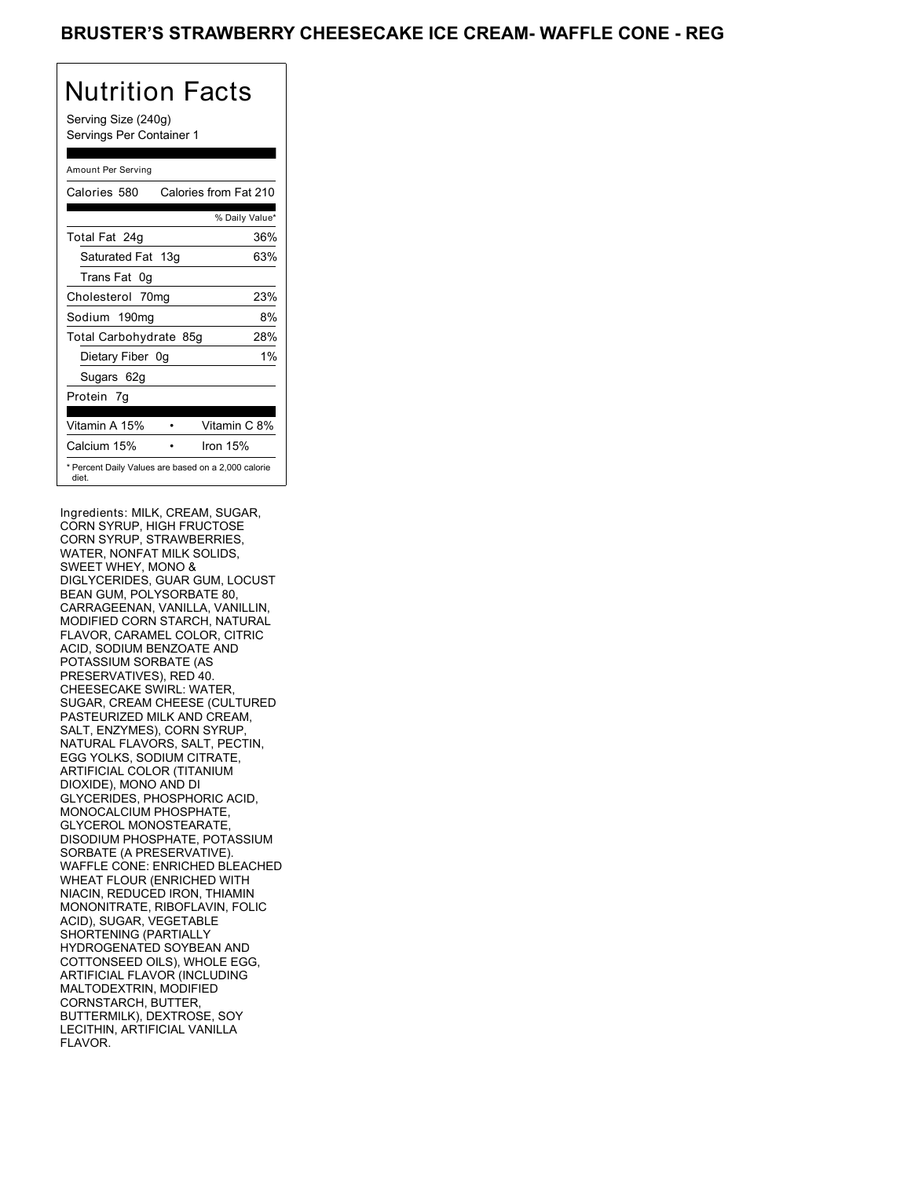# BRUSTER'S STRAWBERRY CHEESECAKE ICE CREAM- WAFFLE CONE - REG

## Nutrition Facts

Serving Size (240g)
Servings Per Container 1

Amount Per Serving

| | |
|---|---|
| Calories 580 | Calories from Fat 210 |
| | % Daily Value* |
| Total Fat 24g | 36% |
| Saturated Fat 13g | 63% |
| Trans Fat 0g | |
| Cholesterol 70mg | 23% |
| Sodium 190mg | 8% |
| Total Carbohydrate 85g | 28% |
| Dietary Fiber 0g | 1% |
| Sugars 62g | |
| Protein 7g | |
| Vitamin A 15% | Vitamin C 8% |
| Calcium 15% | Iron 15% |

* Percent Daily Values are based on a 2,000 calorie diet.

Ingredients: MILK, CREAM, SUGAR, CORN SYRUP, HIGH FRUCTOSE CORN SYRUP, STRAWBERRIES, WATER, NONFAT MILK SOLIDS, SWEET WHEY, MONO & DIGLYCERIDES, GUAR GUM, LOCUST BEAN GUM, POLYSORBATE 80, CARRAGEENAN, VANILLA, VANILLIN, MODIFIED CORN STARCH, NATURAL FLAVOR, CARAMEL COLOR, CITRIC ACID, SODIUM BENZOATE AND POTASSIUM SORBATE (AS PRESERVATIVES), RED 40. CHEESECAKE SWIRL: WATER, SUGAR, CREAM CHEESE (CULTURED PASTEURIZED MILK AND CREAM, SALT, ENZYMES), CORN SYRUP, NATURAL FLAVORS, SALT, PECTIN, EGG YOLKS, SODIUM CITRATE, ARTIFICIAL COLOR (TITANIUM DIOXIDE), MONO AND DI GLYCERIDES, PHOSPHORIC ACID, MONOCALCIUM PHOSPHATE, GLYCEROL MONOSTEARATE, DISODIUM PHOSPHATE, POTASSIUM SORBATE (A PRESERVATIVE). WAFFLE CONE: ENRICHED BLEACHED WHEAT FLOUR (ENRICHED WITH NIACIN, REDUCED IRON, THIAMIN MONONITRATE, RIBOFLAVIN, FOLIC ACID), SUGAR, VEGETABLE SHORTENING (PARTIALLY HYDROGENATED SOYBEAN AND COTTONSEED OILS), WHOLE EGG, ARTIFICIAL FLAVOR (INCLUDING MALTODEXTRIN, MODIFIED CORNSTARCH, BUTTER, BUTTERMILK), DEXTROSE, SOY LECITHIN, ARTIFICIAL VANILLA FLAVOR.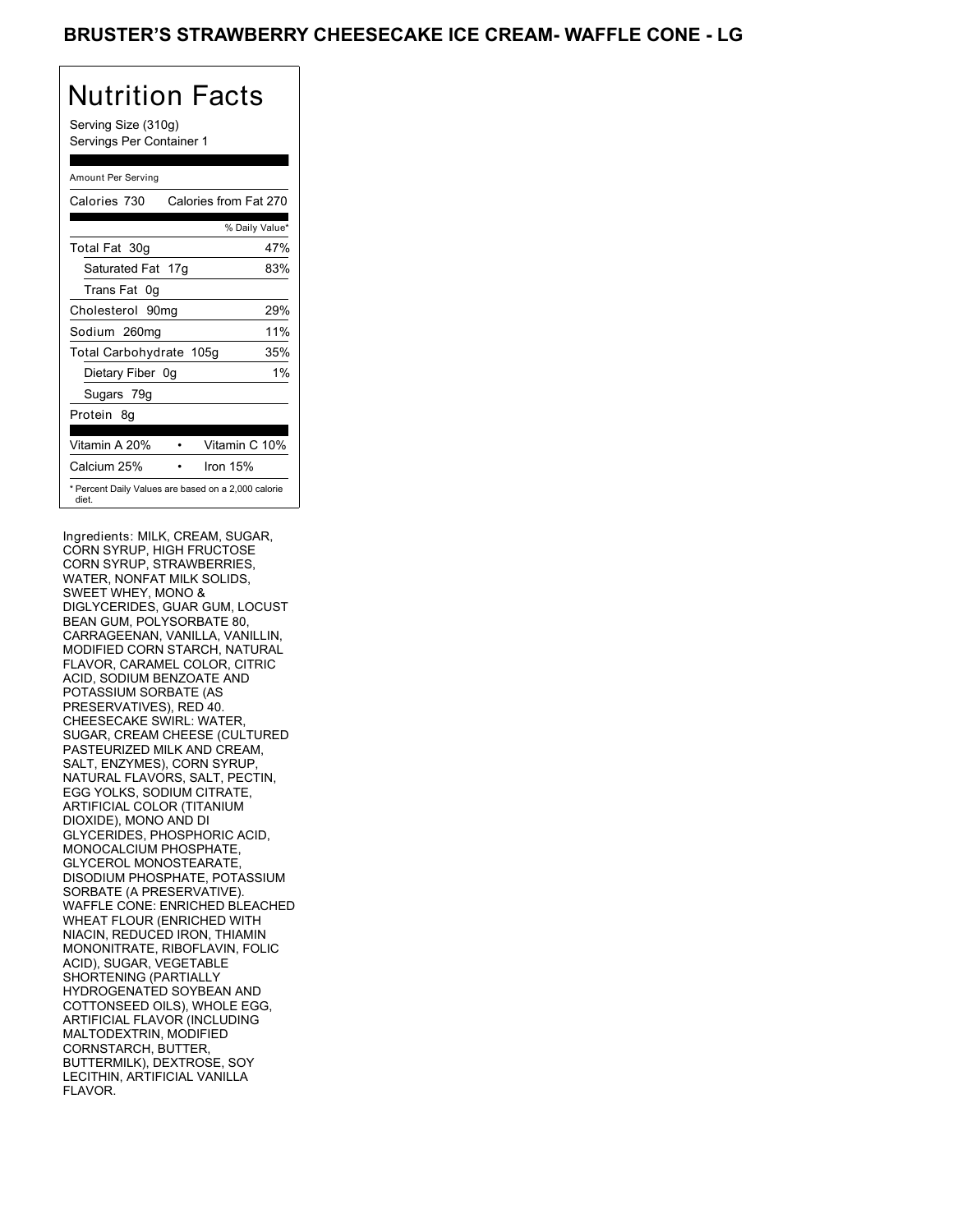# BRUSTER'S STRAWBERRY CHEESECAKE ICE CREAM- WAFFLE CONE - LG

## Nutrition Facts

Serving Size (310g)
Servings Per Container 1

Amount Per Serving

| | |
|---|---|
| Calories 730 | Calories from Fat 270 |
| | % Daily Value* |
| Total Fat 30g | 47% |
| Saturated Fat 17g | 83% |
| Trans Fat 0g | |
| Cholesterol 90mg | 29% |
| Sodium 260mg | 11% |
| Total Carbohydrate 105g | 35% |
| Dietary Fiber 0g | 1% |
| Sugars 79g | |
| Protein 8g | |
| Vitamin A 20% | Vitamin C 10% |
| Calcium 25% | Iron 15% |

* Percent Daily Values are based on a 2,000 calorie diet.

Ingredients: MILK, CREAM, SUGAR, CORN SYRUP, HIGH FRUCTOSE CORN SYRUP, STRAWBERRIES, WATER, NONFAT MILK SOLIDS, SWEET WHEY, MONO & DIGLYCERIDES, GUAR GUM, LOCUST BEAN GUM, POLYSORBATE 80, CARRAGEENAN, VANILLA, VANILLIN, MODIFIED CORN STARCH, NATURAL FLAVOR, CARAMEL COLOR, CITRIC ACID, SODIUM BENZOATE AND POTASSIUM SORBATE (AS PRESERVATIVES), RED 40. CHEESECAKE SWIRL: WATER, SUGAR, CREAM CHEESE (CULTURED PASTEURIZED MILK AND CREAM, SALT, ENZYMES), CORN SYRUP, NATURAL FLAVORS, SALT, PECTIN, EGG YOLKS, SODIUM CITRATE, ARTIFICIAL COLOR (TITANIUM DIOXIDE), MONO AND DI GLYCERIDES, PHOSPHORIC ACID, MONOCALCIUM PHOSPHATE, GLYCEROL MONOSTEARATE, DISODIUM PHOSPHATE, POTASSIUM SORBATE (A PRESERVATIVE). WAFFLE CONE: ENRICHED BLEACHED WHEAT FLOUR (ENRICHED WITH NIACIN, REDUCED IRON, THIAMIN MONONITRATE, RIBOFLAVIN, FOLIC ACID), SUGAR, VEGETABLE SHORTENING (PARTIALLY HYDROGENATED SOYBEAN AND COTTONSEED OILS), WHOLE EGG, ARTIFICIAL FLAVOR (INCLUDING MALTODEXTRIN, MODIFIED CORNSTARCH, BUTTER, BUTTERMILK), DEXTROSE, SOY LECITHIN, ARTIFICIAL VANILLA FLAVOR.